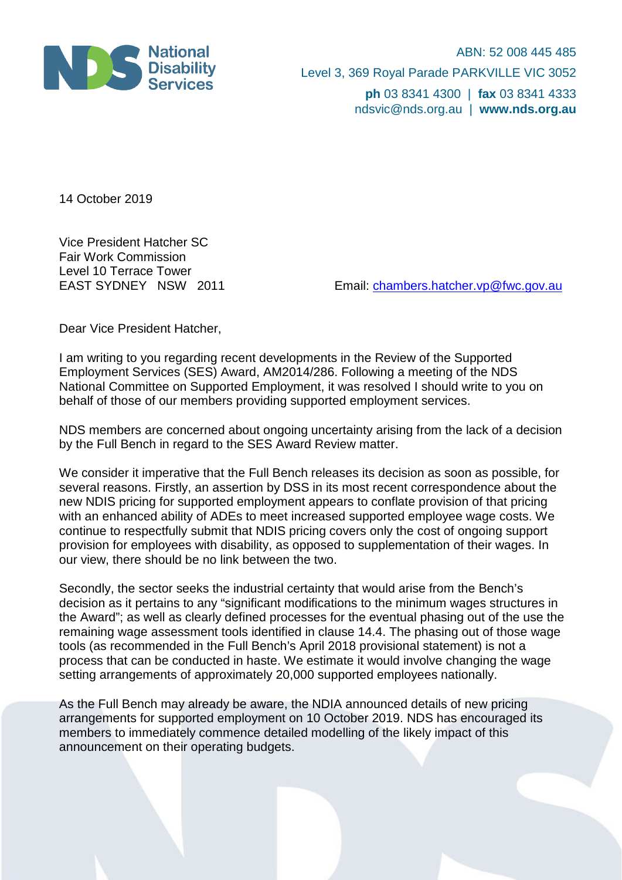National Disability Services

ABN: 52 008 445 485
Level 3, 369 Royal Parade PARKVILLE VIC 3052
**ph** 03 8341 4300 | **fax** 03 8341 4333
ndsvic@nds.org.au | **www.nds.org.au**

14 October 2019

Vice President Hatcher SC
Fair Work Commission
Level 10 Terrace Tower
EAST SYDNEY NSW 2011

Email: chambers.hatcher.vp@fwc.gov.au

Dear Vice President Hatcher,

I am writing to you regarding recent developments in the Review of the Supported Employment Services (SES) Award, AM2014/286. Following a meeting of the NDS National Committee on Supported Employment, it was resolved I should write to you on behalf of those of our members providing supported employment services.

NDS members are concerned about ongoing uncertainty arising from the lack of a decision by the Full Bench in regard to the SES Award Review matter.

We consider it imperative that the Full Bench releases its decision as soon as possible, for several reasons. Firstly, an assertion by DSS in its most recent correspondence about the new NDIS pricing for supported employment appears to conflate provision of that pricing with an enhanced ability of ADEs to meet increased supported employee wage costs. We continue to respectfully submit that NDIS pricing covers only the cost of ongoing support provision for employees with disability, as opposed to supplementation of their wages. In our view, there should be no link between the two.

Secondly, the sector seeks the industrial certainty that would arise from the Bench's decision as it pertains to any "significant modifications to the minimum wages structures in the Award"; as well as clearly defined processes for the eventual phasing out of the use the remaining wage assessment tools identified in clause 14.4. The phasing out of those wage tools (as recommended in the Full Bench's April 2018 provisional statement) is not a process that can be conducted in haste. We estimate it would involve changing the wage setting arrangements of approximately 20,000 supported employees nationally.

As the Full Bench may already be aware, the NDIA announced details of new pricing arrangements for supported employment on 10 October 2019. NDS has encouraged its members to immediately commence detailed modelling of the likely impact of this announcement on their operating budgets.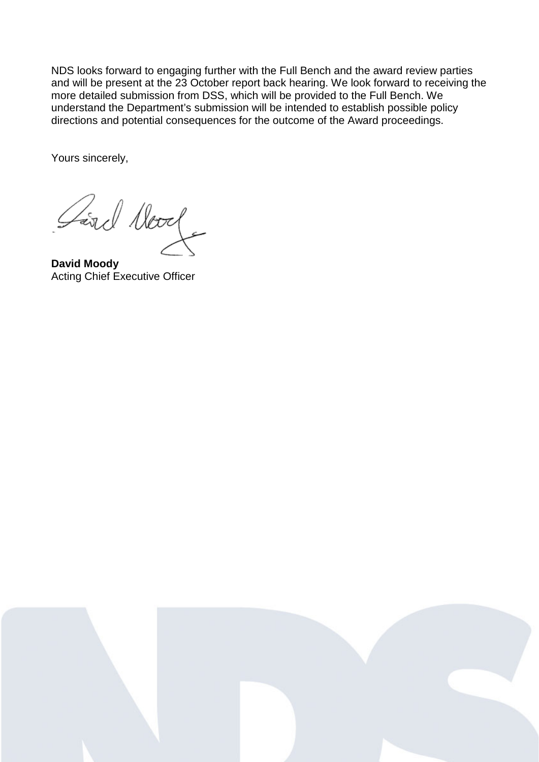NDS looks forward to engaging further with the Full Bench and the award review parties and will be present at the 23 October report back hearing. We look forward to receiving the more detailed submission from DSS, which will be provided to the Full Bench. We understand the Department's submission will be intended to establish possible policy directions and potential consequences for the outcome of the Award proceedings.

Yours sincerely,

**David Moody**
Acting Chief Executive Officer